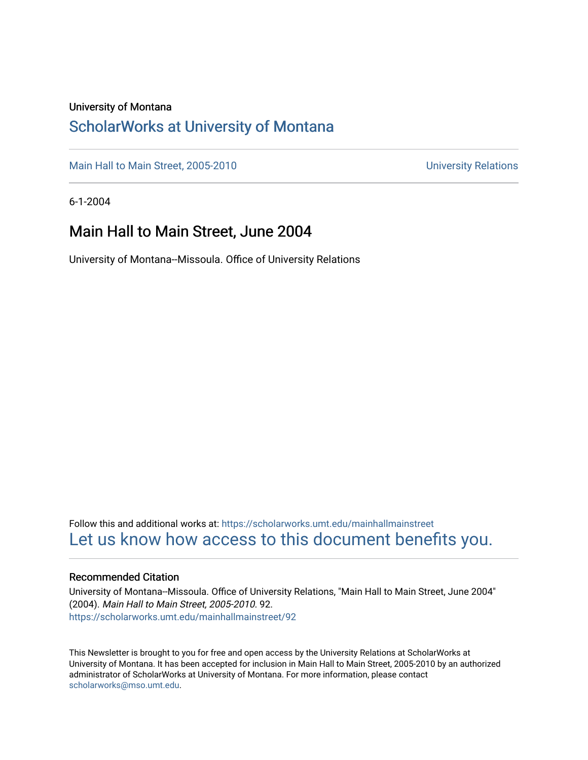University of Montana

# ScholarWorks at University of Montana

Main Hall to Main Street, 2005-2010

University Relations

6-1-2004

## Main Hall to Main Street, June 2004

University of Montana--Missoula. Office of University Relations

Follow this and additional works at: https://scholarworks.umt.edu/mainhallmainstreet

Let us know how access to this document benefits you.

### Recommended Citation

University of Montana--Missoula. Office of University Relations, "Main Hall to Main Street, June 2004" (2004). *Main Hall to Main Street, 2005-2010*. 92.
https://scholarworks.umt.edu/mainhallmainstreet/92

This Newsletter is brought to you for free and open access by the University Relations at ScholarWorks at University of Montana. It has been accepted for inclusion in Main Hall to Main Street, 2005-2010 by an authorized administrator of ScholarWorks at University of Montana. For more information, please contact scholarworks@mso.umt.edu.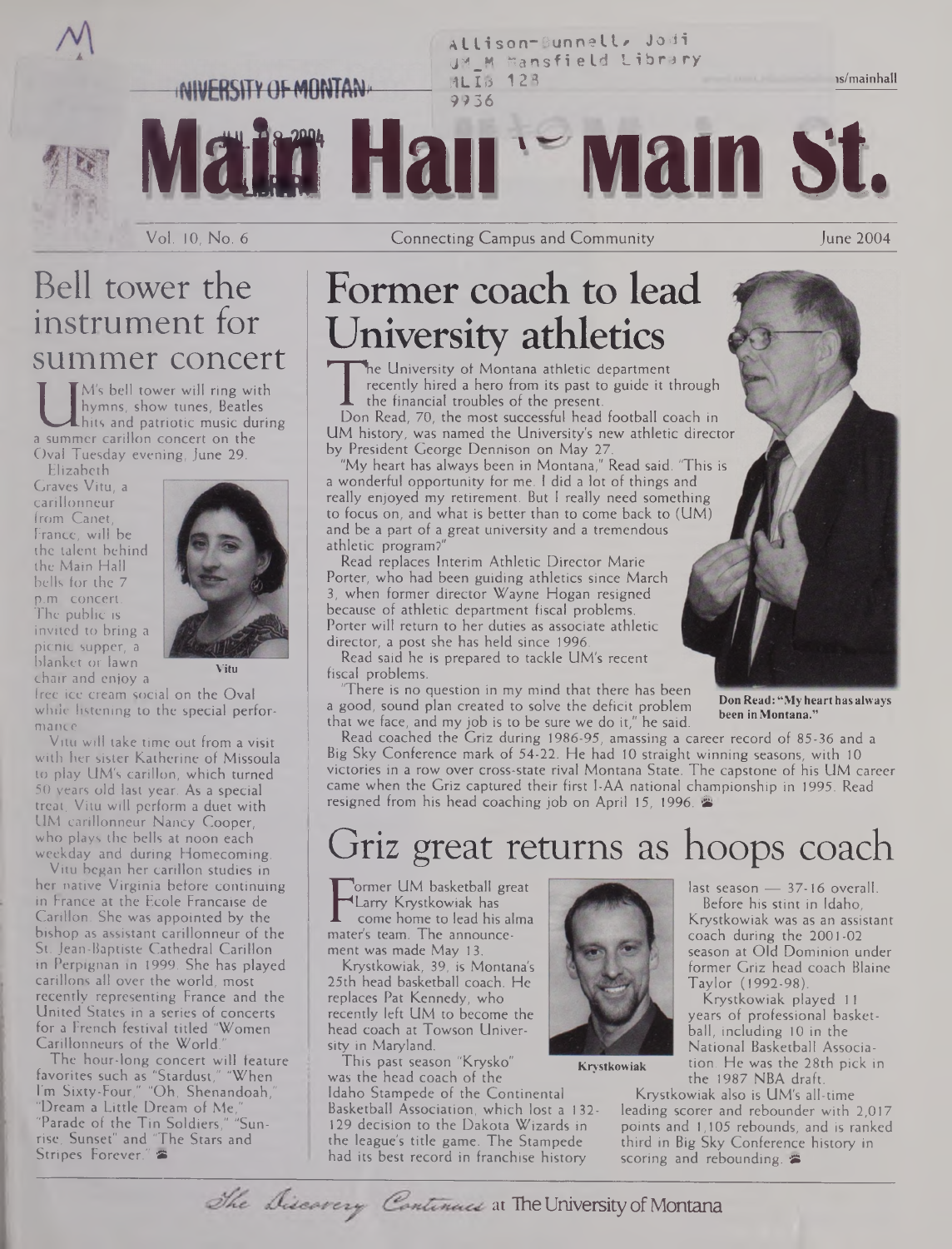Allison-Bunnell, Jodi
UM_M Mansfield Library
MLIB 128
9936

UNIVERSITY OF MONTANA

# Main Hall to Main St.

Vol. 10, No. 6 — Connecting Campus and Community — June 2004

## Bell tower the instrument for summer concert

UM's bell tower will ring with hymns, show tunes, Beatles hits and patriotic music during a summer carillon concert on the Oval Tuesday evening, June 29.

Elizabeth Graves Vitu, a carillonneur from Canet, France, will be the talent behind the Main Hall bells for the 7 p.m. concert. The public is invited to bring a picnic supper, a blanket or lawn chair and enjoy a free ice cream social on the Oval while listening to the special performance.

Vitu

Vitu will take time out from a visit with her sister Katherine of Missoula to play UM's carillon, which turned 50 years old last year. As a special treat, Vitu will perform a duet with UM carillonneur Nancy Cooper, who plays the bells at noon each weekday and during Homecoming.

Vitu began her carillon studies in her native Virginia before continuing in France at the Ecole Francaise de Carillon. She was appointed by the bishop as assistant carillonneur of the St. Jean-Baptiste Cathedral Carillon in Perpignan in 1999. She has played carillons all over the world, most recently representing France and the United States in a series of concerts for a French festival titled "Women Carillonneurs of the World."

The hour-long concert will feature favorites such as "Stardust," "When I'm Sixty-Four," "Oh, Shenandoah," "Dream a Little Dream of Me," "Parade of the Tin Soldiers," "Sunrise, Sunset" and "The Stars and Stripes Forever."

## Former coach to lead University athletics

The University of Montana athletic department recently hired a hero from its past to guide it through the financial troubles of the present.

Don Read, 70, the most successful head football coach in UM history, was named the University's new athletic director by President George Dennison on May 27.

"My heart has always been in Montana," Read said. "This is a wonderful opportunity for me. I did a lot of things and really enjoyed my retirement. But I really need something to focus on, and what is better than to come back to (UM) and be a part of a great university and a tremendous athletic program?"

Read replaces Interim Athletic Director Marie Porter, who had been guiding athletics since March 3, when former director Wayne Hogan resigned because of athletic department fiscal problems. Porter will return to her duties as associate athletic director, a post she has held since 1996.

Read said he is prepared to tackle UM's recent fiscal problems.

"There is no question in my mind that there has been a good, sound plan created to solve the deficit problem that we face, and my job is to be sure we do it," he said.

**Don Read: "My heart has always been in Montana."**

Read coached the Griz during 1986-95, amassing a career record of 85-36 and a Big Sky Conference mark of 54-22. He had 10 straight winning seasons, with 10 victories in a row over cross-state rival Montana State. The capstone of his UM career came when the Griz captured their first I-AA national championship in 1995. Read resigned from his head coaching job on April 15, 1996.

## Griz great returns as hoops coach

Former UM basketball great Larry Krystkowiak has come home to lead his alma mater's team. The announcement was made May 13.

Krystkowiak, 39, is Montana's 25th head basketball coach. He replaces Pat Kennedy, who recently left UM to become the head coach at Towson University in Maryland.

This past season "Krysko" was the head coach of the Idaho Stampede of the Continental Basketball Association, which lost a 132-129 decision to the Dakota Wizards in the league's title game. The Stampede had its best record in franchise history last season — 37-16 overall.

**Krystkowiak**

Before his stint in Idaho, Krystkowiak was as an assistant coach during the 2001-02 season at Old Dominion under former Griz head coach Blaine Taylor (1992-98).

Krystkowiak played 11 years of professional basketball, including 10 in the National Basketball Association. He was the 28th pick in the 1987 NBA draft.

Krystkowiak also is UM's all-time leading scorer and rebounder with 2,017 points and 1,105 rebounds, and is ranked third in Big Sky Conference history in scoring and rebounding.

*The Discovery Continues* at The University of Montana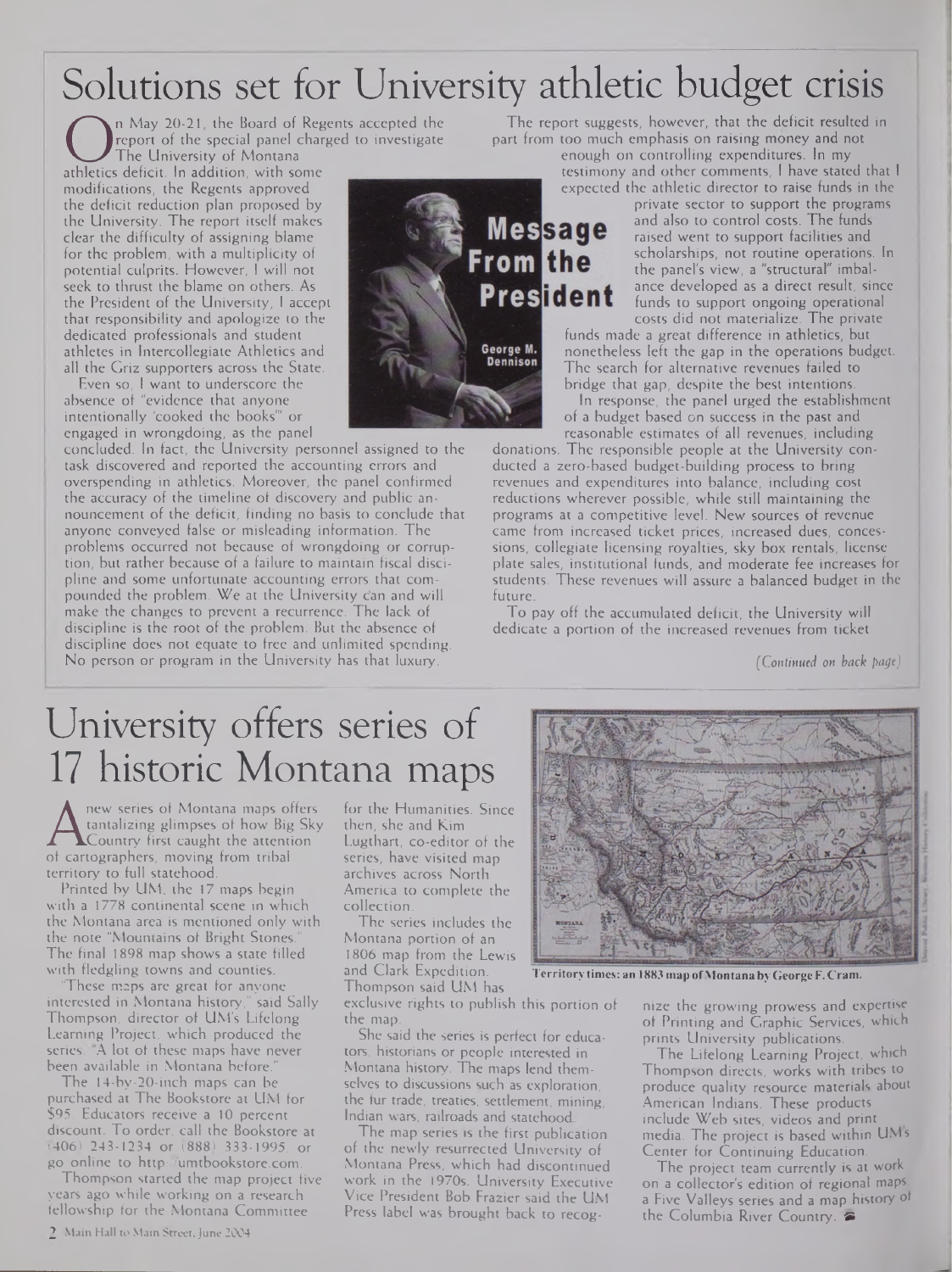# Solutions set for University athletic budget crisis

**Message From the President**

George M. Dennison

On May 20-21, the Board of Regents accepted the report of the special panel charged to investigate The University of Montana athletics deficit. In addition, with some modifications, the Regents approved the deficit reduction plan proposed by the University. The report itself makes clear the difficulty of assigning blame for the problem, with a multiplicity of potential culprits. However, I will not seek to thrust the blame on others. As the President of the University, I accept that responsibility and apologize to the dedicated professionals and student athletes in Intercollegiate Athletics and all the Griz supporters across the State.

Even so, I want to underscore the absence of "evidence that anyone intentionally 'cooked the books'" or engaged in wrongdoing, as the panel concluded. In fact, the University personnel assigned to the task discovered and reported the accounting errors and overspending in athletics. Moreover, the panel confirmed the accuracy of the timeline of discovery and public announcement of the deficit, finding no basis to conclude that anyone conveyed false or misleading information. The problems occurred not because of wrongdoing or corruption, but rather because of a failure to maintain fiscal discipline and some unfortunate accounting errors that compounded the problem. We at the University can and will make the changes to prevent a recurrence. The lack of discipline is the root of the problem. But the absence of discipline does not equate to free and unlimited spending. No person or program in the University has that luxury.

The report suggests, however, that the deficit resulted in part from too much emphasis on raising money and not enough on controlling expenditures. In my testimony and other comments, I have stated that I expected the athletic director to raise funds in the private sector to support the programs and also to control costs. The funds raised went to support facilities and scholarships, not routine operations. In the panel's view, a "structural" imbalance developed as a direct result, since funds to support ongoing operational costs did not materialize. The private funds made a great difference in athletics, but nonetheless left the gap in the operations budget. The search for alternative revenues failed to bridge that gap, despite the best intentions.

In response, the panel urged the establishment of a budget based on success in the past and reasonable estimates of all revenues, including donations. The responsible people at the University conducted a zero-based budget-building process to bring revenues and expenditures into balance, including cost reductions wherever possible, while still maintaining the programs at a competitive level. New sources of revenue came from increased ticket prices, increased dues, concessions, collegiate licensing royalties, sky box rentals, license plate sales, institutional funds, and moderate fee increases for students. These revenues will assure a balanced budget in the future.

To pay off the accumulated deficit, the University will dedicate a portion of the increased revenues from ticket

*(Continued on back page)*

# University offers series of 17 historic Montana maps

A new series of Montana maps offers tantalizing glimpses of how Big Sky Country first caught the attention of cartographers, moving from tribal territory to full statehood.

Printed by UM, the 17 maps begin with a 1778 continental scene in which the Montana area is mentioned only with the note "Mountains of Bright Stones." The final 1898 map shows a state filled with fledgling towns and counties.

"These maps are great for anyone interested in Montana history," said Sally Thompson, director of UM's Lifelong Learning Project, which produced the series. "A lot of these maps have never been available in Montana before."

The 14-by-20-inch maps can be purchased at The Bookstore at UM for $95. Educators receive a 10 percent discount. To order, call the Bookstore at (406) 243-1234 or (888) 333-1995, or go online to http://umtbookstore.com.

Thompson started the map project five years ago while working on a research fellowship for the Montana Committee for the Humanities. Since then, she and Kim Lugthart, co-editor of the series, have visited map archives across North America to complete the collection.

The series includes the Montana portion of an 1806 map from the Lewis and Clark Expedition. Thompson said UM has exclusive rights to publish this portion of the map.

She said the series is perfect for educators, historians or people interested in Montana history. The maps lend themselves to discussions such as exploration, the fur trade, treaties, settlement, mining, Indian wars, railroads and statehood.

The map series is the first publication of the newly resurrected University of Montana Press, which had discontinued work in the 1970s. University Executive Vice President Bob Frazier said the UM Press label was brought back to recognize the growing prowess and expertise of Printing and Graphic Services, which prints University publications.

**Territory times: an 1883 map of Montana by George F. Cram.**

The Lifelong Learning Project, which Thompson directs, works with tribes to produce quality resource materials about American Indians. These products include Web sites, videos and print media. The project is based within UM's Center for Continuing Education.

The project team currently is at work on a collector's edition of regional maps, a Five Valleys series and a map history of the Columbia River Country.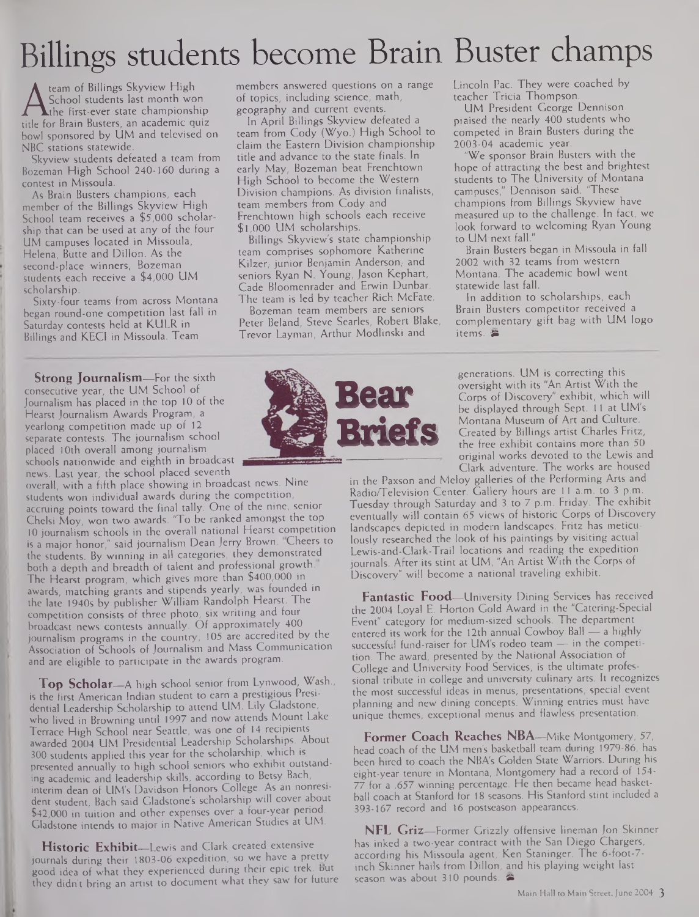# Billings students become Brain Buster champs

A team of Billings Skyview High School students last month won the first-ever state championship title for Brain Busters, an academic quiz bowl sponsored by UM and televised on NBC stations statewide.

Skyview students defeated a team from Bozeman High School 240-160 during a contest in Missoula.

As Brain Busters champions, each member of the Billings Skyview High School team receives a $5,000 scholarship that can be used at any of the four UM campuses located in Missoula, Helena, Butte and Dillon. As the second-place winners, Bozeman students each receive a $4,000 UM scholarship.

Sixty-four teams from across Montana began round-one competition last fall in Saturday contests held at KULR in Billings and KECI in Missoula. Team members answered questions on a range of topics, including science, math, geography and current events.

In April Billings Skyview defeated a team from Cody (Wyo.) High School to claim the Eastern Division championship title and advance to the state finals. In early May, Bozeman beat Frenchtown High School to become the Western Division champions. As division finalists, team members from Cody and Frenchtown high schools each receive $1,000 UM scholarships.

Billings Skyview's state championship team comprises sophomore Katherine Kilzer; junior Benjamin Anderson; and seniors Ryan N. Young, Jason Kephart, Cade Bloomenrader and Erwin Dunbar. The team is led by teacher Rich McFate.

Bozeman team members are seniors Peter Beland, Steve Searles, Robert Blake, Trevor Layman, Arthur Modlinski and Lincoln Pac. They were coached by teacher Tricia Thompson.

UM President George Dennison praised the nearly 400 students who competed in Brain Busters during the 2003-04 academic year.

"We sponsor Brain Busters with the hope of attracting the best and brightest students to The University of Montana campuses," Dennison said. "These champions from Billings Skyview have measured up to the challenge. In fact, we look forward to welcoming Ryan Young to UM next fall."

Brain Busters began in Missoula in fall 2002 with 32 teams from western Montana. The academic bowl went statewide last fall.

In addition to scholarships, each Brain Busters competitor received a complementary gift bag with UM logo items.

## Bear Briefs

**Strong Journalism**—For the sixth consecutive year, the UM School of Journalism has placed in the top 10 of the Hearst Journalism Awards Program, a yearlong competition made up of 12 separate contests. The journalism school placed 10th overall among journalism schools nationwide and eighth in broadcast news. Last year, the school placed seventh overall, with a fifth place showing in broadcast news. Nine students won individual awards during the competition, accruing points toward the final tally. One of the nine, senior Chelsi Moy, won two awards. "To be ranked amongst the top 10 journalism schools in the overall national Hearst competition is a major honor," said journalism Dean Jerry Brown. "Cheers to the students. By winning in all categories, they demonstrated both a depth and breadth of talent and professional growth." The Hearst program, which gives more than $400,000 in awards, matching grants and stipends yearly, was founded in the late 1940s by publisher William Randolph Hearst. The competition consists of three photo, six writing and four broadcast news contests annually. Of approximately 400 journalism programs in the country, 105 are accredited by the Association of Schools of Journalism and Mass Communication and are eligible to participate in the awards program.

**Top Scholar**—A high school senior from Lynwood, Wash., is the first American Indian student to earn a prestigious Presidential Leadership Scholarship to attend UM. Lily Gladstone, who lived in Browning until 1997 and now attends Mount Lake Terrace High School near Seattle, was one of 14 recipients awarded 2004 UM Presidential Leadership Scholarships. About 300 students applied this year for the scholarship, which is presented annually to high school seniors who exhibit outstanding academic and leadership skills, according to Betsy Bach, interim dean of UM's Davidson Honors College. As an nonresident student, Bach said Gladstone's scholarship will cover about $42,000 in tuition and other expenses over a four-year period. Gladstone intends to major in Native American Studies at UM.

**Historic Exhibit**—Lewis and Clark created extensive journals during their 1803-06 expedition, so we have a pretty good idea of what they experienced during their epic trek. But they didn't bring an artist to document what they saw for future generations. UM is correcting this oversight with its "An Artist With the Corps of Discovery" exhibit, which will be displayed through Sept. 11 at UM's Montana Museum of Art and Culture. Created by Billings artist Charles Fritz, the free exhibit contains more than 50 original works devoted to the Lewis and Clark adventure. The works are housed in the Paxson and Meloy galleries of the Performing Arts and Radio/Television Center. Gallery hours are 11 a.m. to 3 p.m. Tuesday through Saturday and 3 to 7 p.m. Friday. The exhibit eventually will contain 65 views of historic Corps of Discovery landscapes depicted in modern landscapes. Fritz has meticulously researched the look of his paintings by visiting actual Lewis-and-Clark-Trail locations and reading the expedition journals. After its stint at UM, "An Artist With the Corps of Discovery" will become a national traveling exhibit.

**Fantastic Food**—University Dining Services has received the 2004 Loyal E. Horton Gold Award in the "Catering-Special Event" category for medium-sized schools. The department entered its work for the 12th annual Cowboy Ball — a highly successful fund-raiser for UM's rodeo team — in the competition. The award, presented by the National Association of College and University Food Services, is the ultimate professional tribute in college and university culinary arts. It recognizes the most successful ideas in menus, presentations, special event planning and new dining concepts. Winning entries must have unique themes, exceptional menus and flawless presentation.

**Former Coach Reaches NBA**—Mike Montgomery, 57, head coach of the UM men's basketball team during 1979-86, has been hired to coach the NBA's Golden State Warriors. During his eight-year tenure in Montana, Montgomery had a record of 154-77 for a .657 winning percentage. He then became head basketball coach at Stanford for 18 seasons. His Stanford stint included a 393-167 record and 16 postseason appearances.

**NFL Griz**—Former Grizzly offensive lineman Jon Skinner has inked a two-year contract with the San Diego Chargers, according his Missoula agent, Ken Staninger. The 6-foot-7-inch Skinner hails from Dillon, and his playing weight last season was about 310 pounds.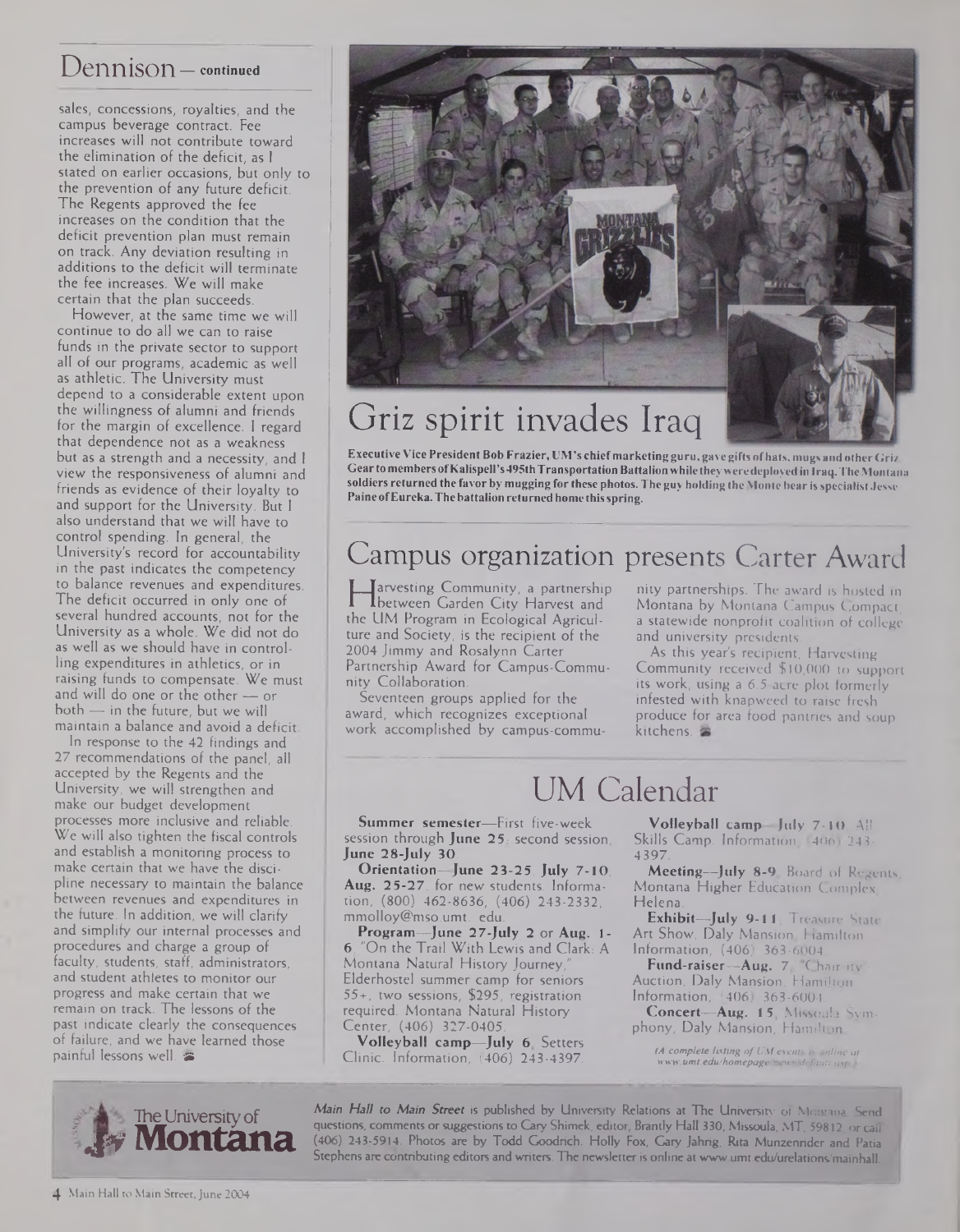## Dennison — continued

sales, concessions, royalties, and the campus beverage contract. Fee increases will not contribute toward the elimination of the deficit, as I stated on earlier occasions, but only to the prevention of any future deficit. The Regents approved the fee increases on the condition that the deficit prevention plan must remain on track. Any deviation resulting in additions to the deficit will terminate the fee increases. We will make certain that the plan succeeds.

However, at the same time we will continue to do all we can to raise funds in the private sector to support all of our programs, academic as well as athletic. The University must depend to a considerable extent upon the willingness of alumni and friends for the margin of excellence. I regard that dependence not as a weakness but as a strength and a necessity, and I view the responsiveness of alumni and friends as evidence of their loyalty to and support for the University. But I also understand that we will have to control spending. In general, the University's record for accountability in the past indicates the competency to balance revenues and expenditures. The deficit occurred in only one of several hundred accounts, not for the University as a whole. We did not do as well as we should have in controlling expenditures in athletics, or in raising funds to compensate. We must and will do one or the other — or both — in the future, but we will maintain a balance and avoid a deficit.

In response to the 42 findings and 27 recommendations of the panel, all accepted by the Regents and the University, we will strengthen and make our budget development processes more inclusive and reliable. We will also tighten the fiscal controls and establish a monitoring process to make certain that we have the discipline necessary to maintain the balance between revenues and expenditures in the future. In addition, we will clarify and simplify our internal processes and procedures and charge a group of faculty, students, staff, administrators, and student athletes to monitor our progress and make certain that we remain on track. The lessons of the past indicate clearly the consequences of failure, and we have learned those painful lessons well.

# Griz spirit invades Iraq

**Executive Vice President Bob Frazier, UM's chief marketing guru, gave gifts of hats, mugs and other Griz Gear to members of Kalispell's 495th Transportation Battalion while they were deployed in Iraq. The Montana soldiers returned the favor by mugging for these photos. The guy holding the Monte bear is specialist Jesse Paine of Eureka. The battalion returned home this spring.**

# Campus organization presents Carter Award

Harvesting Community, a partnership between Garden City Harvest and the UM Program in Ecological Agriculture and Society, is the recipient of the 2004 Jimmy and Rosalynn Carter Partnership Award for Campus-Community Collaboration.

Seventeen groups applied for the award, which recognizes exceptional work accomplished by campus-community partnerships. The award is hosted in Montana by Montana Campus Compact, a statewide nonprofit coalition of college and university presidents.

As this year's recipient, Harvesting Community received $10,000 to support its work, using a 6.5-acre plot formerly infested with knapweed to raise fresh produce for area food pantries and soup kitchens.

# UM Calendar

**Summer semester**—First five-week session through **June 25**; second session, **June 28-July 30**.

**Orientation**—**June 23-25**, **July 7-10**, **Aug. 25-27**, for new students. Information, (800) 462-8636, (406) 243-2332, mmolloy@mso.umt.edu.

**Program**—**June 27-July 2** or **Aug. 1-6**, "On the Trail With Lewis and Clark: A Montana Natural History Journey," Elderhostel summer camp for seniors 55+, two sessions, $295, registration required. Montana Natural History Center, (406) 327-0405.

**Volleyball camp**—**July 6**, Setters Clinic. Information, (406) 243-4397.

**Volleyball camp**—**July 7-10**, All Skills Camp. Information, (406) 243-4397.

**Meeting**—**July 8-9**, Board of Regents, Montana Higher Education Complex, Helena.

**Exhibit**—**July 9-11**, Treasure State Art Show, Daly Mansion, Hamilton. Information, (406) 363-6004.

**Fund-raiser**—**Aug. 7**, "Chair-ity" Auction, Daly Mansion, Hamilton. Information, (406) 363-6004.

**Concert**—**Aug. 15**, Missoula Symphony, Daly Mansion, Hamilton.

*(A complete listing of UM events is online at www.umt.edu/homepage/news/default.asp.)*

The University of Montana

*Main Hall to Main Street* is published by University Relations at The University of Montana. Send questions, comments or suggestions to Cary Shimek, editor, Brantly Hall 330, Missoula, MT, 59812, or call (406) 243-5914. Photos are by Todd Goodrich. Holly Fox, Gary Jahrig, Rita Munzenrider and Patia Stephens are contributing editors and writers. The newsletter is online at www.umt.edu/urelations/mainhall.